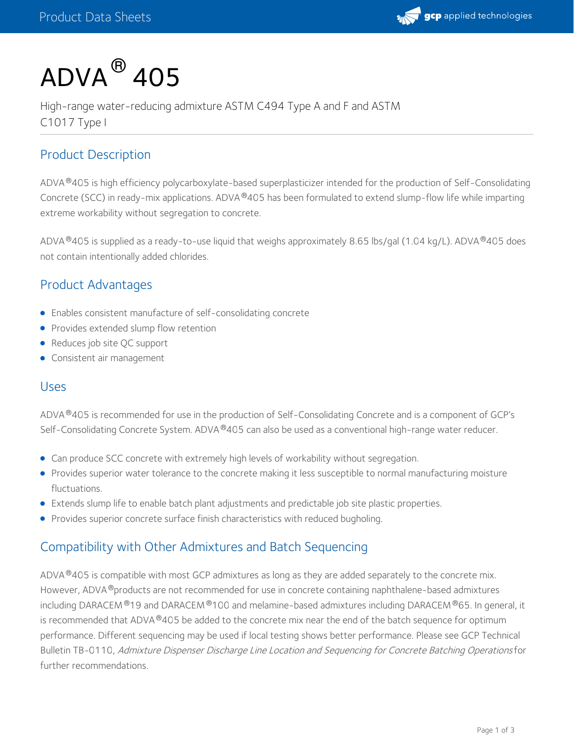# ADVA® 405

High-range water-reducing admixture ASTM C494 Type A and F and ASTM C1017 Type I

## Product Description

ADVA®405 is high efficiency polycarboxylate-based superplasticizer intended for the production of Self-Consolidating Concrete (SCC) in ready-mix applications. ADVA®405 has been formulated to extend slump-flow life while imparting extreme workability without segregation to concrete.

ADVA®405 is supplied as a ready-to-use liquid that weighs approximately 8.65 lbs/gal (1.04 kg/L). ADVA®405 does not contain intentionally added chlorides.

## Product Advantages

- Enables consistent manufacture of self-consolidating concrete
- Provides extended slump flow retention
- Reduces job site QC support
- Consistent air management

## Uses

ADVA®405 is recommended for use in the production of Self-Consolidating Concrete and is a component of GCP's Self-Consolidating Concrete System. ADVA®405 can also be used as a conventional high-range water reducer.

- Can produce SCC concrete with extremely high levels of workability without segregation.
- Provides superior water tolerance to the concrete making it less susceptible to normal manufacturing moisture fluctuations.
- Extends slump life to enable batch plant adjustments and predictable job site plastic properties.
- Provides superior concrete surface finish characteristics with reduced bugholing.

## Compatibility with Other Admixtures and Batch Sequencing

ADVA®405 is compatible with most GCP admixtures as long as they are added separately to the concrete mix. However, ADVA®products are not recommended for use in concrete containing naphthalene-based admixtures including DARACEM®19 and DARACEM®100 and melamine-based admixtures including DARACEM®65. In general, it is recommended that ADVA®405 be added to the concrete mix near the end of the batch sequence for optimum performance. Different sequencing may be used if local testing shows better performance. Please see GCP Technical Bulletin TB-0110, *Admixture Dispenser Discharge Line Location and Sequencing for Concrete Batching Operations* for further recommendations.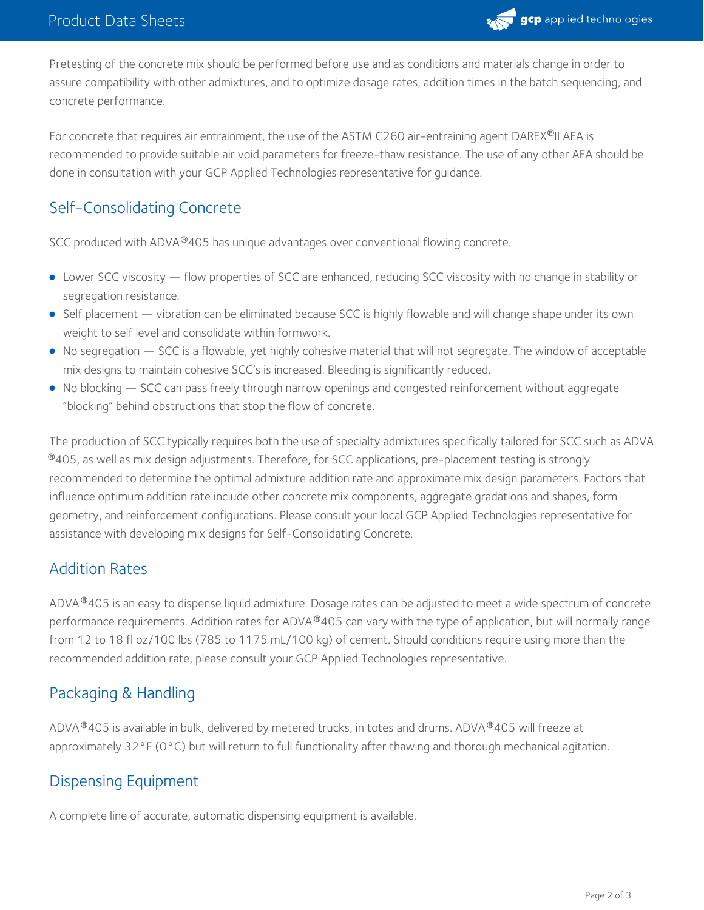Pretesting of the concrete mix should be performed before use and as conditions and materials change in order to assure compatibility with other admixtures, and to optimize dosage rates, addition times in the batch sequencing, and concrete performance.

For concrete that requires air entrainment, the use of the ASTM C260 air-entraining agent DAREX®II AEA is recommended to provide suitable air void parameters for freeze-thaw resistance. The use of any other AEA should be done in consultation with your GCP Applied Technologies representative for guidance.

## Self-Consolidating Concrete

SCC produced with ADVA®405 has unique advantages over conventional flowing concrete.

- Lower SCC viscosity — flow properties of SCC are enhanced, reducing SCC viscosity with no change in stability or segregation resistance.
- Self placement — vibration can be eliminated because SCC is highly flowable and will change shape under its own weight to self level and consolidate within formwork.
- No segregation — SCC is a flowable, yet highly cohesive material that will not segregate. The window of acceptable mix designs to maintain cohesive SCC's is increased. Bleeding is significantly reduced.
- No blocking — SCC can pass freely through narrow openings and congested reinforcement without aggregate "blocking" behind obstructions that stop the flow of concrete.

The production of SCC typically requires both the use of specialty admixtures specifically tailored for SCC such as ADVA®405, as well as mix design adjustments. Therefore, for SCC applications, pre-placement testing is strongly recommended to determine the optimal admixture addition rate and approximate mix design parameters. Factors that influence optimum addition rate include other concrete mix components, aggregate gradations and shapes, form geometry, and reinforcement configurations. Please consult your local GCP Applied Technologies representative for assistance with developing mix designs for Self-Consolidating Concrete.

## Addition Rates

ADVA®405 is an easy to dispense liquid admixture. Dosage rates can be adjusted to meet a wide spectrum of concrete performance requirements. Addition rates for ADVA®405 can vary with the type of application, but will normally range from 12 to 18 fl oz/100 lbs (785 to 1175 mL/100 kg) of cement. Should conditions require using more than the recommended addition rate, please consult your GCP Applied Technologies representative.

## Packaging & Handling

ADVA®405 is available in bulk, delivered by metered trucks, in totes and drums. ADVA®405 will freeze at approximately 32°F (0°C) but will return to full functionality after thawing and thorough mechanical agitation.

## Dispensing Equipment

A complete line of accurate, automatic dispensing equipment is available.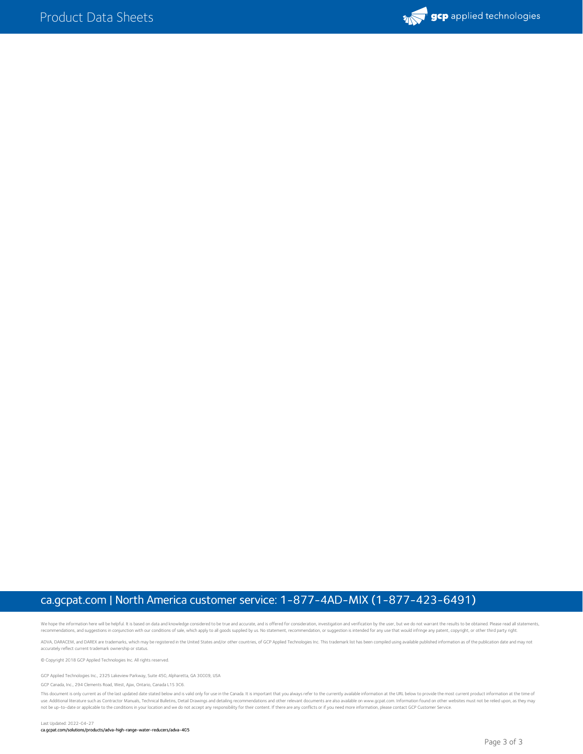ca.gcpat.com | North America customer service: 1-877-4AD-MIX (1-877-423-6491)

We hope the information here will be helpful. It is based on data and knowledge considered to be true and accurate, and is offered for consideration, investigation and verification by the user, but we do not warrant the results to be obtained. Please read all statements, recommendations, and suggestions in conjunction with our conditions of sale, which apply to all goods supplied by us. No statement, recommendation, or suggestion is intended for any use that would infringe any patent, copyright, or other third party right.

ADVA, DARACEM, and DAREX are trademarks, which may be registered in the United States and/or other countries, of GCP Applied Technologies Inc. This trademark list has been compiled using available published information as of the publication date and may not accurately reflect current trademark ownership or status.

© Copyright 2018 GCP Applied Technologies Inc. All rights reserved.

GCP Applied Technologies Inc., 2325 Lakeview Parkway, Suite 450, Alpharetta, GA 30009, USA

GCP Canada, Inc., 294 Clements Road, West, Ajax, Ontario, Canada L1S 3C6.

This document is only current as of the last updated date stated below and is valid only for use in the Canada. It is important that you always refer to the currently available information at the URL below to provide the most current product information at the time of use. Additional literature such as Contractor Manuals, Technical Bulletins, Detail Drawings and detailing recommendations and other relevant documents are also available on www.gcpat.com. Information found on other websites must not be relied upon, as they may not be up-to-date or applicable to the conditions in your location and we do not accept any responsibility for their content. If there are any conflicts or if you need more information, please contact GCP Customer Service.

Last Updated: 2022-04-27

ca.gcpat.com/solutions/products/adva-high-range-water-reducers/adva-405